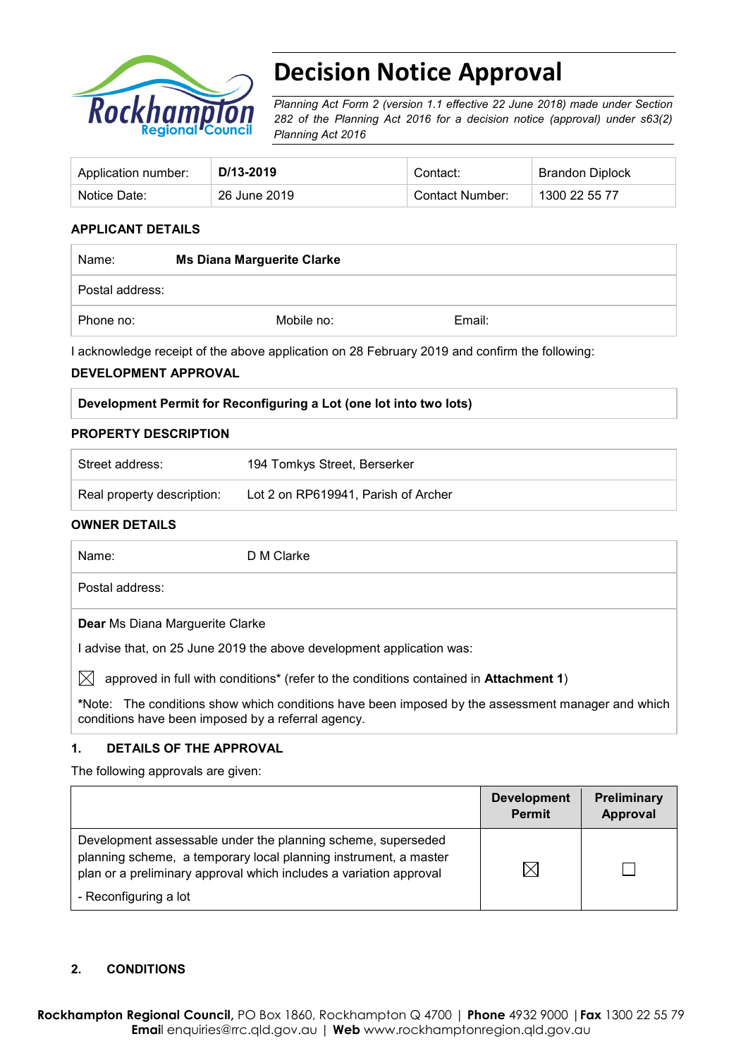# Decision Notice Approval

*Planning Act Form 2 (version 1.1 effective 22 June 2018) made under Section 282 of the Planning Act 2016 for a decision notice (approval) under s63(2) Planning Act 2016*

| Application number: | **D/13-2019** | Contact: | Brandon Diplock |
|---|---|---|---|
| Notice Date: | 26 June 2019 | Contact Number: | 1300 22 55 77 |

## APPLICANT DETAILS

| Name: | **Ms Diana Marguerite Clarke** | |
|---|---|---|
| Postal address: | | |
| Phone no: | Mobile no: | Email: |

I acknowledge receipt of the above application on 28 February 2019 and confirm the following:

## DEVELOPMENT APPROVAL

| **Development Permit for Reconfiguring a Lot (one lot into two lots)** |
|---|

## PROPERTY DESCRIPTION

| Street address: | 194 Tomkys Street, Berserker |
|---|---|
| Real property description: | Lot 2 on RP619941, Parish of Archer |

## OWNER DETAILS

| Name: | D M Clarke |
|---|---|
| Postal address: | |

**Dear** Ms Diana Marguerite Clarke

I advise that, on 25 June 2019 the above development application was:

☒ approved in full with conditions* (refer to the conditions contained in **Attachment 1**)

*Note: The conditions show which conditions have been imposed by the assessment manager and which conditions have been imposed by a referral agency.

## 1. DETAILS OF THE APPROVAL

The following approvals are given:

| | **Development Permit** | **Preliminary Approval** |
|---|---|---|
| Development assessable under the planning scheme, superseded planning scheme, a temporary local planning instrument, a master plan or a preliminary approval which includes a variation approval<br>- Reconfiguring a lot | ☒ | ☐ |

## 2. CONDITIONS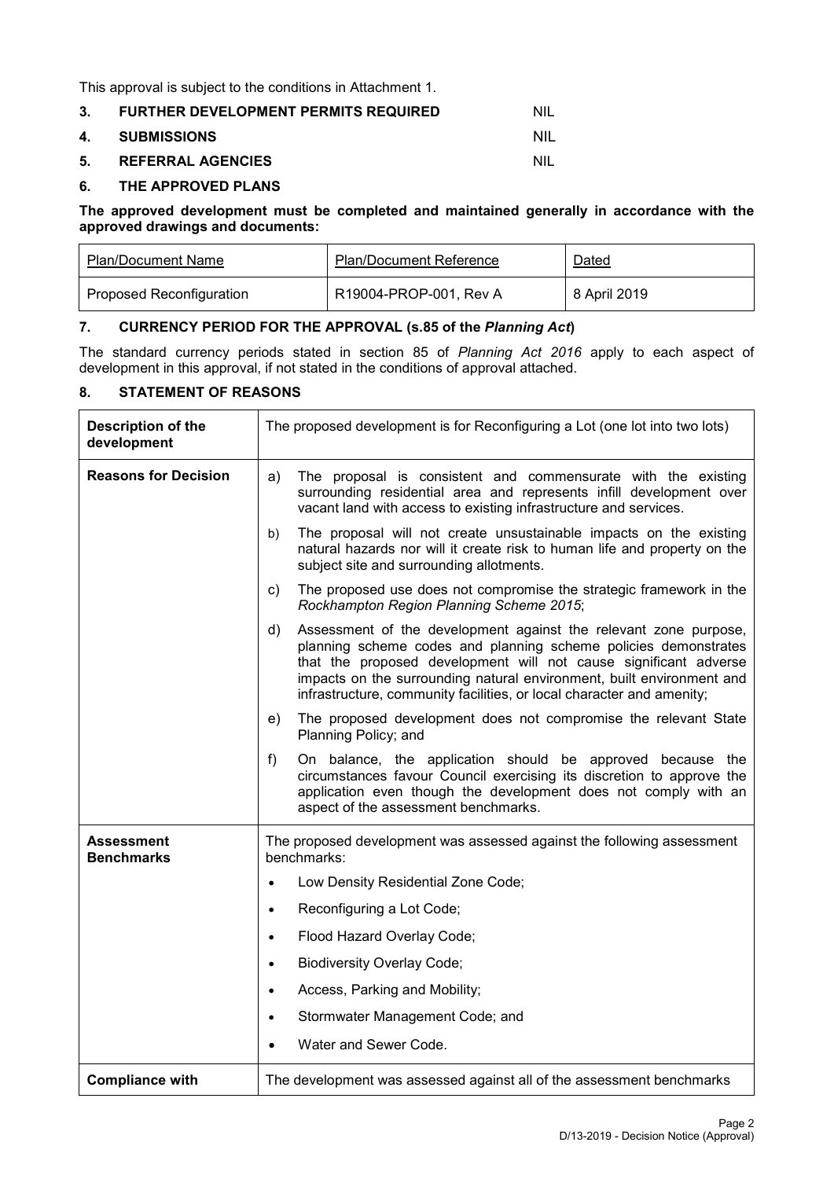This approval is subject to the conditions in Attachment 1.

| | | |
|---|---|---|
| **3.** | **FURTHER DEVELOPMENT PERMITS REQUIRED** | NIL |
| **4.** | **SUBMISSIONS** | NIL |
| **5.** | **REFERRAL AGENCIES** | NIL |

## 6. THE APPROVED PLANS

**The approved development must be completed and maintained generally in accordance with the approved drawings and documents:**

| Plan/Document Name | Plan/Document Reference | Dated |
|---|---|---|
| Proposed Reconfiguration | R19004-PROP-001, Rev A | 8 April 2019 |

## 7. CURRENCY PERIOD FOR THE APPROVAL (s.85 of the *Planning Act*)

The standard currency periods stated in section 85 of *Planning Act 2016* apply to each aspect of development in this approval, if not stated in the conditions of approval attached.

## 8. STATEMENT OF REASONS

| | |
|---|---|
| **Description of the development** | The proposed development is for Reconfiguring a Lot (one lot into two lots) |
| **Reasons for Decision** | a) The proposal is consistent and commensurate with the existing surrounding residential area and represents infill development over vacant land with access to existing infrastructure and services.<br>b) The proposal will not create unsustainable impacts on the existing natural hazards nor will it create risk to human life and property on the subject site and surrounding allotments.<br>c) The proposed use does not compromise the strategic framework in the *Rockhampton Region Planning Scheme 2015*;<br>d) Assessment of the development against the relevant zone purpose, planning scheme codes and planning scheme policies demonstrates that the proposed development will not cause significant adverse impacts on the surrounding natural environment, built environment and infrastructure, community facilities, or local character and amenity;<br>e) The proposed development does not compromise the relevant State Planning Policy; and<br>f) On balance, the application should be approved because the circumstances favour Council exercising its discretion to approve the application even though the development does not comply with an aspect of the assessment benchmarks. |
| **Assessment Benchmarks** | The proposed development was assessed against the following assessment benchmarks:<br>• Low Density Residential Zone Code;<br>• Reconfiguring a Lot Code;<br>• Flood Hazard Overlay Code;<br>• Biodiversity Overlay Code;<br>• Access, Parking and Mobility;<br>• Stormwater Management Code; and<br>• Water and Sewer Code. |
| **Compliance with** | The development was assessed against all of the assessment benchmarks |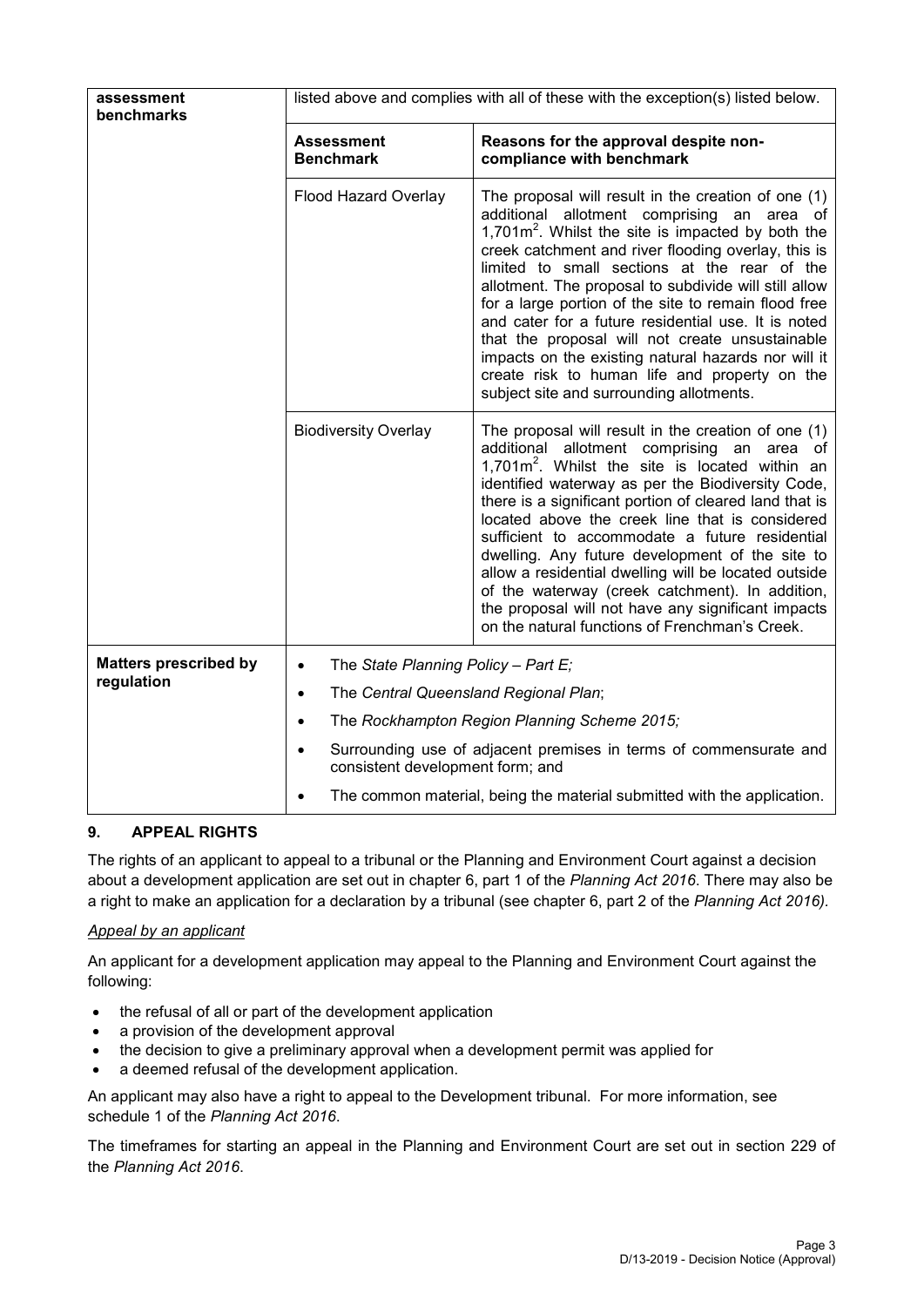| assessment benchmarks | listed above and complies with all of these with the exception(s) listed below. | |
|---|---|---|
| | **Assessment Benchmark** | **Reasons for the approval despite non-compliance with benchmark** |
| | Flood Hazard Overlay | The proposal will result in the creation of one (1) additional allotment comprising an area of 1,701m$^2$. Whilst the site is impacted by both the creek catchment and river flooding overlay, this is limited to small sections at the rear of the allotment. The proposal to subdivide will still allow for a large portion of the site to remain flood free and cater for a future residential use. It is noted that the proposal will not create unsustainable impacts on the existing natural hazards nor will it create risk to human life and property on the subject site and surrounding allotments. |
| | Biodiversity Overlay | The proposal will result in the creation of one (1) additional allotment comprising an area of 1,701m$^2$. Whilst the site is located within an identified waterway as per the Biodiversity Code, there is a significant portion of cleared land that is located above the creek line that is considered sufficient to accommodate a future residential dwelling. Any future development of the site to allow a residential dwelling will be located outside of the waterway (creek catchment). In addition, the proposal will not have any significant impacts on the natural functions of Frenchman's Creek. |
| **Matters prescribed by regulation** | • The *State Planning Policy – Part E;*<br>• The *Central Queensland Regional Plan*;<br>• The *Rockhampton Region Planning Scheme 2015;*<br>• Surrounding use of adjacent premises in terms of commensurate and consistent development form; and<br>• The common material, being the material submitted with the application. | |

## 9. APPEAL RIGHTS

The rights of an applicant to appeal to a tribunal or the Planning and Environment Court against a decision about a development application are set out in chapter 6, part 1 of the *Planning Act 2016*. There may also be a right to make an application for a declaration by a tribunal (see chapter 6, part 2 of the *Planning Act 2016).*

*Appeal by an applicant*

An applicant for a development application may appeal to the Planning and Environment Court against the following:

- the refusal of all or part of the development application
- a provision of the development approval
- the decision to give a preliminary approval when a development permit was applied for
- a deemed refusal of the development application.

An applicant may also have a right to appeal to the Development tribunal. For more information, see schedule 1 of the *Planning Act 2016*.

The timeframes for starting an appeal in the Planning and Environment Court are set out in section 229 of the *Planning Act 2016*.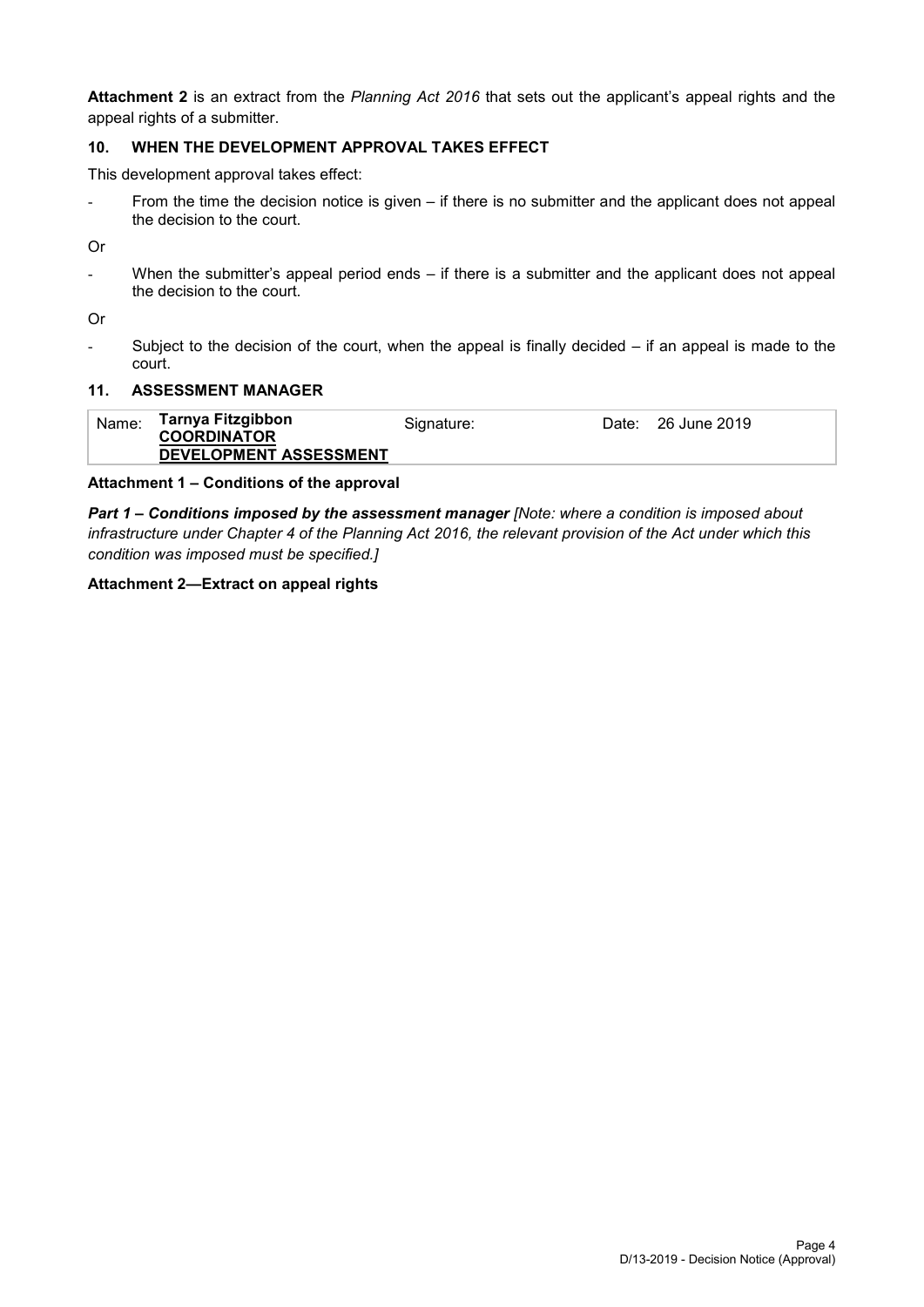**Attachment 2** is an extract from the *Planning Act 2016* that sets out the applicant's appeal rights and the appeal rights of a submitter.

## 10. WHEN THE DEVELOPMENT APPROVAL TAKES EFFECT

This development approval takes effect:

- From the time the decision notice is given – if there is no submitter and the applicant does not appeal the decision to the court.

Or

- When the submitter's appeal period ends – if there is a submitter and the applicant does not appeal the decision to the court.

Or

- Subject to the decision of the court, when the appeal is finally decided – if an appeal is made to the court.

## 11. ASSESSMENT MANAGER

| Name: | **Tarnya Fitzgibbon** **COORDINATOR** **DEVELOPMENT ASSESSMENT** | Signature: | Date: | 26 June 2019 |
|---|---|---|---|---|

**Attachment 1 – Conditions of the approval**

***Part 1 – Conditions imposed by the assessment manager*** *[Note: where a condition is imposed about infrastructure under Chapter 4 of the Planning Act 2016, the relevant provision of the Act under which this condition was imposed must be specified.]*

**Attachment 2—Extract on appeal rights**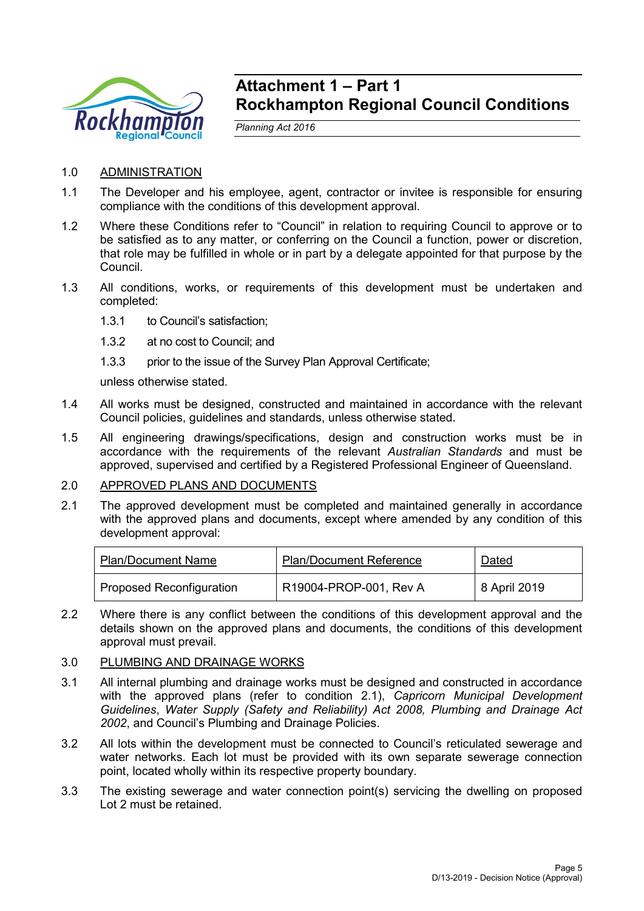# Attachment 1 – Part 1
# Rockhampton Regional Council Conditions

*Planning Act 2016*

1.0 ADMINISTRATION

1.1 The Developer and his employee, agent, contractor or invitee is responsible for ensuring compliance with the conditions of this development approval.

1.2 Where these Conditions refer to "Council" in relation to requiring Council to approve or to be satisfied as to any matter, or conferring on the Council a function, power or discretion, that role may be fulfilled in whole or in part by a delegate appointed for that purpose by the Council.

1.3 All conditions, works, or requirements of this development must be undertaken and completed:

1.3.1 to Council's satisfaction;

1.3.2 at no cost to Council; and

1.3.3 prior to the issue of the Survey Plan Approval Certificate;

unless otherwise stated.

1.4 All works must be designed, constructed and maintained in accordance with the relevant Council policies, guidelines and standards, unless otherwise stated.

1.5 All engineering drawings/specifications, design and construction works must be in accordance with the requirements of the relevant *Australian Standards* and must be approved, supervised and certified by a Registered Professional Engineer of Queensland.

2.0 APPROVED PLANS AND DOCUMENTS

2.1 The approved development must be completed and maintained generally in accordance with the approved plans and documents, except where amended by any condition of this development approval:

| Plan/Document Name | Plan/Document Reference | Dated |
|---|---|---|
| Proposed Reconfiguration | R19004-PROP-001, Rev A | 8 April 2019 |

2.2 Where there is any conflict between the conditions of this development approval and the details shown on the approved plans and documents, the conditions of this development approval must prevail.

3.0 PLUMBING AND DRAINAGE WORKS

3.1 All internal plumbing and drainage works must be designed and constructed in accordance with the approved plans (refer to condition 2.1), *Capricorn Municipal Development Guidelines*, *Water Supply (Safety and Reliability) Act 2008, Plumbing and Drainage Act 2002*, and Council's Plumbing and Drainage Policies.

3.2 All lots within the development must be connected to Council's reticulated sewerage and water networks. Each lot must be provided with its own separate sewerage connection point, located wholly within its respective property boundary.

3.3 The existing sewerage and water connection point(s) servicing the dwelling on proposed Lot 2 must be retained.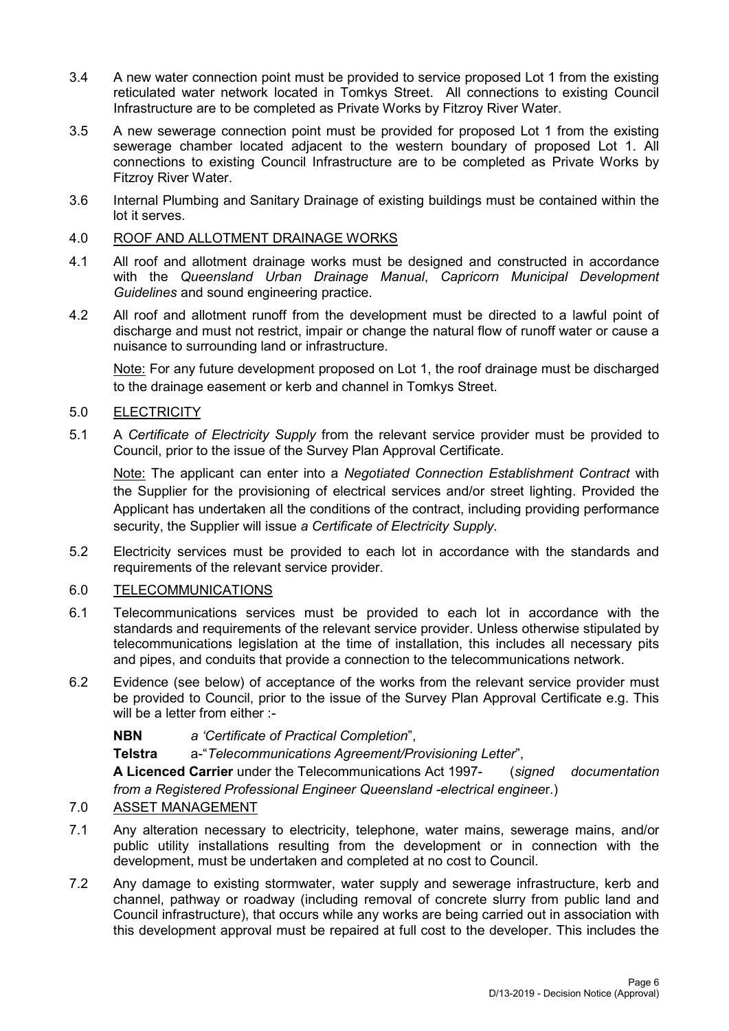3.4 A new water connection point must be provided to service proposed Lot 1 from the existing reticulated water network located in Tomkys Street. All connections to existing Council Infrastructure are to be completed as Private Works by Fitzroy River Water.

3.5 A new sewerage connection point must be provided for proposed Lot 1 from the existing sewerage chamber located adjacent to the western boundary of proposed Lot 1. All connections to existing Council Infrastructure are to be completed as Private Works by Fitzroy River Water.

3.6 Internal Plumbing and Sanitary Drainage of existing buildings must be contained within the lot it serves.

4.0 ROOF AND ALLOTMENT DRAINAGE WORKS

4.1 All roof and allotment drainage works must be designed and constructed in accordance with the *Queensland Urban Drainage Manual*, *Capricorn Municipal Development Guidelines* and sound engineering practice.

4.2 All roof and allotment runoff from the development must be directed to a lawful point of discharge and must not restrict, impair or change the natural flow of runoff water or cause a nuisance to surrounding land or infrastructure.

Note: For any future development proposed on Lot 1, the roof drainage must be discharged to the drainage easement or kerb and channel in Tomkys Street.

5.0 ELECTRICITY

5.1 A *Certificate of Electricity Supply* from the relevant service provider must be provided to Council, prior to the issue of the Survey Plan Approval Certificate.

Note: The applicant can enter into a *Negotiated Connection Establishment Contract* with the Supplier for the provisioning of electrical services and/or street lighting. Provided the Applicant has undertaken all the conditions of the contract, including providing performance security, the Supplier will issue *a Certificate of Electricity Supply*.

5.2 Electricity services must be provided to each lot in accordance with the standards and requirements of the relevant service provider.

6.0 TELECOMMUNICATIONS

6.1 Telecommunications services must be provided to each lot in accordance with the standards and requirements of the relevant service provider. Unless otherwise stipulated by telecommunications legislation at the time of installation, this includes all necessary pits and pipes, and conduits that provide a connection to the telecommunications network.

6.2 Evidence (see below) of acceptance of the works from the relevant service provider must be provided to Council, prior to the issue of the Survey Plan Approval Certificate e.g. This will be a letter from either :-

**NBN** *a 'Certificate of Practical Completion*",

**Telstra** a-"*Telecommunications Agreement/Provisioning Letter*",

**A Licenced Carrier** under the Telecommunications Act 1997- (*signed documentation from a Registered Professional Engineer Queensland -electrical enginee*r.)

7.0 ASSET MANAGEMENT

7.1 Any alteration necessary to electricity, telephone, water mains, sewerage mains, and/or public utility installations resulting from the development or in connection with the development, must be undertaken and completed at no cost to Council.

7.2 Any damage to existing stormwater, water supply and sewerage infrastructure, kerb and channel, pathway or roadway (including removal of concrete slurry from public land and Council infrastructure), that occurs while any works are being carried out in association with this development approval must be repaired at full cost to the developer. This includes the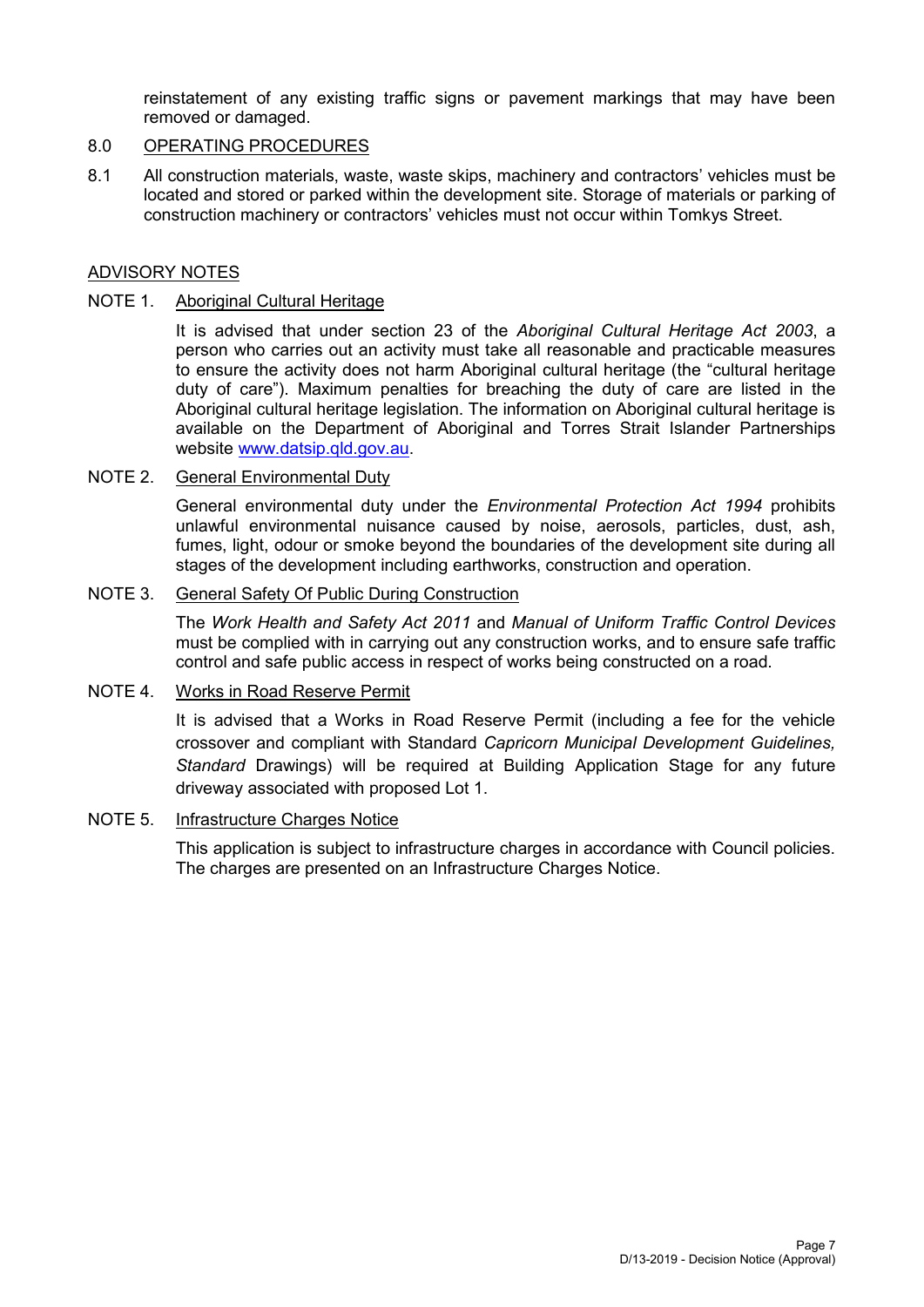reinstatement of any existing traffic signs or pavement markings that may have been removed or damaged.

## 8.0 OPERATING PROCEDURES

8.1 All construction materials, waste, waste skips, machinery and contractors' vehicles must be located and stored or parked within the development site. Storage of materials or parking of construction machinery or contractors' vehicles must not occur within Tomkys Street.

## ADVISORY NOTES

### NOTE 1. Aboriginal Cultural Heritage

It is advised that under section 23 of the *Aboriginal Cultural Heritage Act 2003*, a person who carries out an activity must take all reasonable and practicable measures to ensure the activity does not harm Aboriginal cultural heritage (the "cultural heritage duty of care"). Maximum penalties for breaching the duty of care are listed in the Aboriginal cultural heritage legislation. The information on Aboriginal cultural heritage is available on the Department of Aboriginal and Torres Strait Islander Partnerships website www.datsip.qld.gov.au.

### NOTE 2. General Environmental Duty

General environmental duty under the *Environmental Protection Act 1994* prohibits unlawful environmental nuisance caused by noise, aerosols, particles, dust, ash, fumes, light, odour or smoke beyond the boundaries of the development site during all stages of the development including earthworks, construction and operation.

### NOTE 3. General Safety Of Public During Construction

The *Work Health and Safety Act 2011* and *Manual of Uniform Traffic Control Devices* must be complied with in carrying out any construction works, and to ensure safe traffic control and safe public access in respect of works being constructed on a road.

### NOTE 4. Works in Road Reserve Permit

It is advised that a Works in Road Reserve Permit (including a fee for the vehicle crossover and compliant with Standard *Capricorn Municipal Development Guidelines, Standard* Drawings) will be required at Building Application Stage for any future driveway associated with proposed Lot 1.

### NOTE 5. Infrastructure Charges Notice

This application is subject to infrastructure charges in accordance with Council policies. The charges are presented on an Infrastructure Charges Notice.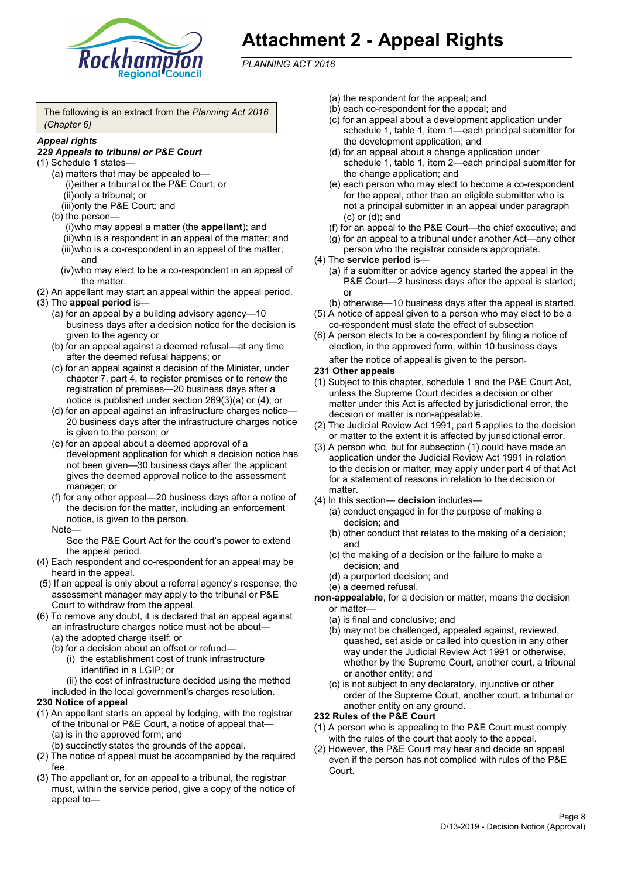# Attachment 2 - Appeal Rights

*PLANNING ACT 2016*

The following is an extract from the *Planning Act 2016 (Chapter 6)*

***Appeal rights***

***229 Appeals to tribunal or P&E Court***

(1) Schedule 1 states—
- (a) matters that may be appealed to—
  - (i) either a tribunal or the P&E Court; or
  - (ii) only a tribunal; or
  - (iii) only the P&E Court; and
- (b) the person—
  - (i) who may appeal a matter (the **appellant**); and
  - (ii) who is a respondent in an appeal of the matter; and
  - (iii) who is a co-respondent in an appeal of the matter; and
  - (iv) who may elect to be a co-respondent in an appeal of the matter.

(2) An appellant may start an appeal within the appeal period.

(3) The **appeal period** is—
- (a) for an appeal by a building advisory agency—10 business days after a decision notice for the decision is given to the agency or
- (b) for an appeal against a deemed refusal—at any time after the deemed refusal happens; or
- (c) for an appeal against a decision of the Minister, under chapter 7, part 4, to register premises or to renew the registration of premises—20 business days after a notice is published under section 269(3)(a) or (4); or
- (d) for an appeal against an infrastructure charges notice—20 business days after the infrastructure charges notice is given to the person; or
- (e) for an appeal about a deemed approval of a development application for which a decision notice has not been given—30 business days after the applicant gives the deemed approval notice to the assessment manager; or
- (f) for any other appeal—20 business days after a notice of the decision for the matter, including an enforcement notice, is given to the person.

Note—

See the P&E Court Act for the court's power to extend the appeal period.

(4) Each respondent and co-respondent for an appeal may be heard in the appeal.

(5) If an appeal is only about a referral agency's response, the assessment manager may apply to the tribunal or P&E Court to withdraw from the appeal.

(6) To remove any doubt, it is declared that an appeal against an infrastructure charges notice must not be about—
- (a) the adopted charge itself; or
- (b) for a decision about an offset or refund—
  - (i) the establishment cost of trunk infrastructure identified in a LGIP; or
  - (ii) the cost of infrastructure decided using the method

included in the local government's charges resolution.

**230 Notice of appeal**

(1) An appellant starts an appeal by lodging, with the registrar of the tribunal or P&E Court, a notice of appeal that—
- (a) is in the approved form; and
- (b) succinctly states the grounds of the appeal.

(2) The notice of appeal must be accompanied by the required fee.

(3) The appellant or, for an appeal to a tribunal, the registrar must, within the service period, give a copy of the notice of appeal to—
- (a) the respondent for the appeal; and
- (b) each co-respondent for the appeal; and
- (c) for an appeal about a development application under schedule 1, table 1, item 1—each principal submitter for the development application; and
- (d) for an appeal about a change application under schedule 1, table 1, item 2—each principal submitter for the change application; and
- (e) each person who may elect to become a co-respondent for the appeal, other than an eligible submitter who is not a principal submitter in an appeal under paragraph (c) or (d); and
- (f) for an appeal to the P&E Court—the chief executive; and
- (g) for an appeal to a tribunal under another Act—any other person who the registrar considers appropriate.

(4) The **service period** is—
- (a) if a submitter or advice agency started the appeal in the P&E Court—2 business days after the appeal is started; or
- (b) otherwise—10 business days after the appeal is started.

(5) A notice of appeal given to a person who may elect to be a co-respondent must state the effect of subsection

(6) A person elects to be a co-respondent by filing a notice of election, in the approved form, within 10 business days after the notice of appeal is given to the person.

**231 Other appeals**

(1) Subject to this chapter, schedule 1 and the P&E Court Act, unless the Supreme Court decides a decision or other matter under this Act is affected by jurisdictional error, the decision or matter is non-appealable.

(2) The Judicial Review Act 1991, part 5 applies to the decision or matter to the extent it is affected by jurisdictional error.

(3) A person who, but for subsection (1) could have made an application under the Judicial Review Act 1991 in relation to the decision or matter, may apply under part 4 of that Act for a statement of reasons in relation to the decision or matter.

(4) In this section— **decision** includes—
- (a) conduct engaged in for the purpose of making a decision; and
- (b) other conduct that relates to the making of a decision; and
- (c) the making of a decision or the failure to make a decision; and
- (d) a purported decision; and
- (e) a deemed refusal.

**non-appealable**, for a decision or matter, means the decision or matter—
- (a) is final and conclusive; and
- (b) may not be challenged, appealed against, reviewed, quashed, set aside or called into question in any other way under the Judicial Review Act 1991 or otherwise, whether by the Supreme Court, another court, a tribunal or another entity; and
- (c) is not subject to any declaratory, injunctive or other order of the Supreme Court, another court, a tribunal or another entity on any ground.

**232 Rules of the P&E Court**

(1) A person who is appealing to the P&E Court must comply with the rules of the court that apply to the appeal.

(2) However, the P&E Court may hear and decide an appeal even if the person has not complied with rules of the P&E Court.

D/13-2019 - Decision Notice (Approval)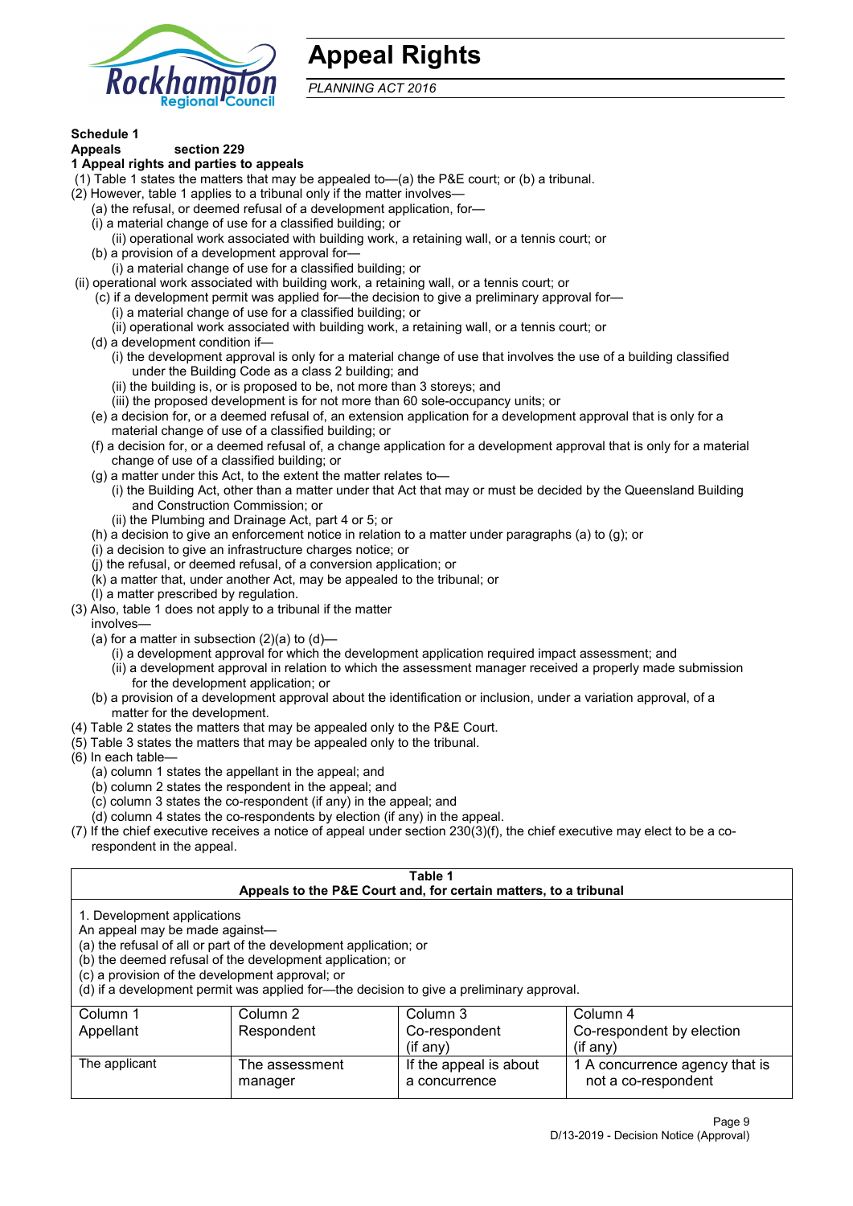# Appeal Rights

*PLANNING ACT 2016*

**Schedule 1**
**Appeals** **section 229**
**1 Appeal rights and parties to appeals**

(1) Table 1 states the matters that may be appealed to—(a) the P&E court; or (b) a tribunal.

(2) However, table 1 applies to a tribunal only if the matter involves—

- (a) the refusal, or deemed refusal of a development application, for—
  - (i) a material change of use for a classified building; or
  - (ii) operational work associated with building work, a retaining wall, or a tennis court; or
- (b) a provision of a development approval for—
  - (i) a material change of use for a classified building; or
  - (ii) operational work associated with building work, a retaining wall, or a tennis court; or
- (c) if a development permit was applied for—the decision to give a preliminary approval for—
  - (i) a material change of use for a classified building; or
  - (ii) operational work associated with building work, a retaining wall, or a tennis court; or
- (d) a development condition if—
  - (i) the development approval is only for a material change of use that involves the use of a building classified under the Building Code as a class 2 building; and
  - (ii) the building is, or is proposed to be, not more than 3 storeys; and
  - (iii) the proposed development is for not more than 60 sole-occupancy units; or
- (e) a decision for, or a deemed refusal of, an extension application for a development approval that is only for a material change of use of a classified building; or
- (f) a decision for, or a deemed refusal of, a change application for a development approval that is only for a material change of use of a classified building; or
- (g) a matter under this Act, to the extent the matter relates to—
  - (i) the Building Act, other than a matter under that Act that may or must be decided by the Queensland Building and Construction Commission; or
  - (ii) the Plumbing and Drainage Act, part 4 or 5; or
- (h) a decision to give an enforcement notice in relation to a matter under paragraphs (a) to (g); or
- (i) a decision to give an infrastructure charges notice; or
- (j) the refusal, or deemed refusal, of a conversion application; or
- (k) a matter that, under another Act, may be appealed to the tribunal; or
- (l) a matter prescribed by regulation.

(3) Also, table 1 does not apply to a tribunal if the matter involves—

- (a) for a matter in subsection (2)(a) to (d)—
  - (i) a development approval for which the development application required impact assessment; and
  - (ii) a development approval in relation to which the assessment manager received a properly made submission for the development application; or
- (b) a provision of a development approval about the identification or inclusion, under a variation approval, of a matter for the development.

(4) Table 2 states the matters that may be appealed only to the P&E Court.

(5) Table 3 states the matters that may be appealed only to the tribunal.

(6) In each table—

- (a) column 1 states the appellant in the appeal; and
- (b) column 2 states the respondent in the appeal; and
- (c) column 3 states the co-respondent (if any) in the appeal; and
- (d) column 4 states the co-respondents by election (if any) in the appeal.

(7) If the chief executive receives a notice of appeal under section 230(3)(f), the chief executive may elect to be a co-respondent in the appeal.

**Table 1**
**Appeals to the P&E Court and, for certain matters, to a tribunal**

1. Development applications
An appeal may be made against—
(a) the refusal of all or part of the development application; or
(b) the deemed refusal of the development application; or
(c) a provision of the development approval; or
(d) if a development permit was applied for—the decision to give a preliminary approval.

| Column 1<br>Appellant | Column 2<br>Respondent | Column 3<br>Co-respondent<br>(if any) | Column 4<br>Co-respondent by election<br>(if any) |
|---|---|---|---|
| The applicant | The assessment manager | If the appeal is about a concurrence | 1 A concurrence agency that is not a co-respondent |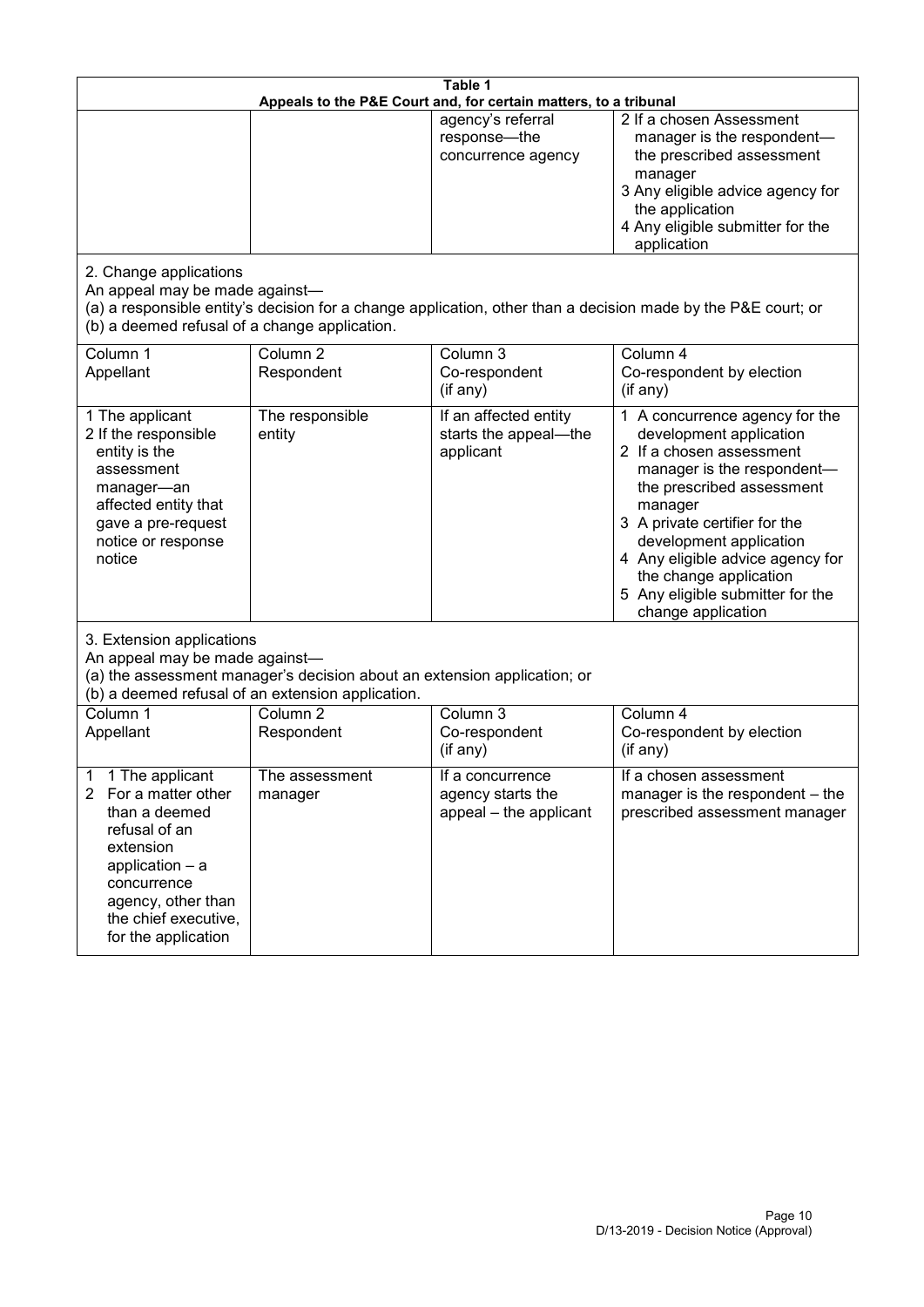| Table 1 | | | |
|---|---|---|---|
| **Appeals to the P&E Court and, for certain matters, to a tribunal** | | | |
| | | agency's referral response—the concurrence agency | 2 If a chosen Assessment manager is the respondent—the prescribed assessment manager<br>3 Any eligible advice agency for the application<br>4 Any eligible submitter for the application |
| 2. Change applications<br>An appeal may be made against—<br>(a) a responsible entity's decision for a change application, other than a decision made by the P&E court; or<br>(b) a deemed refusal of a change application. | | | |
| Column 1<br>Appellant | Column 2<br>Respondent | Column 3<br>Co-respondent<br>(if any) | Column 4<br>Co-respondent by election<br>(if any) |
| 1 The applicant<br>2 If the responsible entity is the assessment manager—an affected entity that gave a pre-request notice or response notice | The responsible entity | If an affected entity starts the appeal—the applicant | 1 A concurrence agency for the development application<br>2 If a chosen assessment manager is the respondent—the prescribed assessment manager<br>3 A private certifier for the development application<br>4 Any eligible advice agency for the change application<br>5 Any eligible submitter for the change application |
| 3. Extension applications<br>An appeal may be made against—<br>(a) the assessment manager's decision about an extension application; or<br>(b) a deemed refusal of an extension application. | | | |
| Column 1<br>Appellant | Column 2<br>Respondent | Column 3<br>Co-respondent<br>(if any) | Column 4<br>Co-respondent by election<br>(if any) |
| 1 1 The applicant<br>2 For a matter other than a deemed refusal of an extension application – a concurrence agency, other than the chief executive, for the application | The assessment manager | If a concurrence agency starts the appeal – the applicant | If a chosen assessment manager is the respondent – the prescribed assessment manager |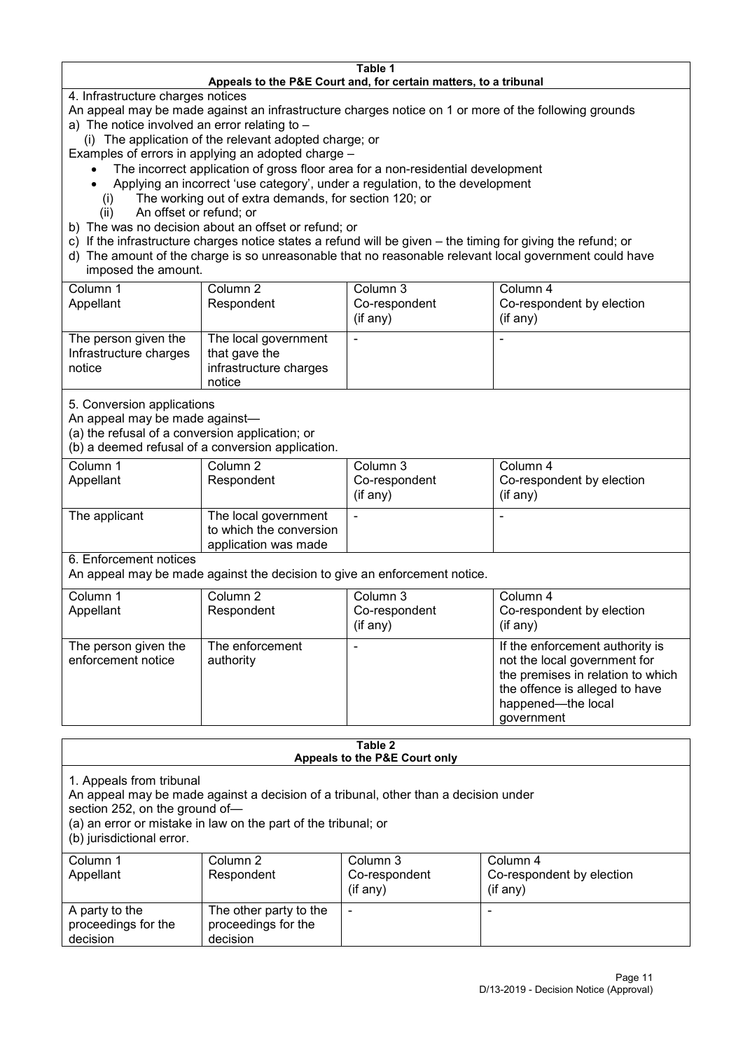**Table 1**
**Appeals to the P&E Court and, for certain matters, to a tribunal**

4. Infrastructure charges notices

An appeal may be made against an infrastructure charges notice on 1 or more of the following grounds

a) The notice involved an error relating to –

(i) The application of the relevant adopted charge; or

Examples of errors in applying an adopted charge –

- The incorrect application of gross floor area for a non-residential development
- Applying an incorrect 'use category', under a regulation, to the development

(i) The working out of extra demands, for section 120; or

(ii) An offset or refund; or

b) The was no decision about an offset or refund; or

c) If the infrastructure charges notice states a refund will be given – the timing for giving the refund; or

d) The amount of the charge is so unreasonable that no reasonable relevant local government could have imposed the amount.

| Column 1<br>Appellant | Column 2<br>Respondent | Column 3<br>Co-respondent<br>(if any) | Column 4<br>Co-respondent by election<br>(if any) |
|---|---|---|---|
| The person given the Infrastructure charges notice | The local government that gave the infrastructure charges notice | - | - |

5. Conversion applications

An appeal may be made against—

(a) the refusal of a conversion application; or

(b) a deemed refusal of a conversion application.

| Column 1<br>Appellant | Column 2<br>Respondent | Column 3<br>Co-respondent<br>(if any) | Column 4<br>Co-respondent by election<br>(if any) |
|---|---|---|---|
| The applicant | The local government to which the conversion application was made | - | - |

6. Enforcement notices

An appeal may be made against the decision to give an enforcement notice.

| Column 1<br>Appellant | Column 2<br>Respondent | Column 3<br>Co-respondent<br>(if any) | Column 4<br>Co-respondent by election<br>(if any) |
|---|---|---|---|
| The person given the enforcement notice | The enforcement authority | - | If the enforcement authority is not the local government for the premises in relation to which the offence is alleged to have happened—the local government |

**Table 2**
**Appeals to the P&E Court only**

1. Appeals from tribunal

An appeal may be made against a decision of a tribunal, other than a decision under section 252, on the ground of—

(a) an error or mistake in law on the part of the tribunal; or

(b) jurisdictional error.

| Column 1<br>Appellant | Column 2<br>Respondent | Column 3<br>Co-respondent<br>(if any) | Column 4<br>Co-respondent by election<br>(if any) |
|---|---|---|---|
| A party to the proceedings for the decision | The other party to the proceedings for the decision | - | - |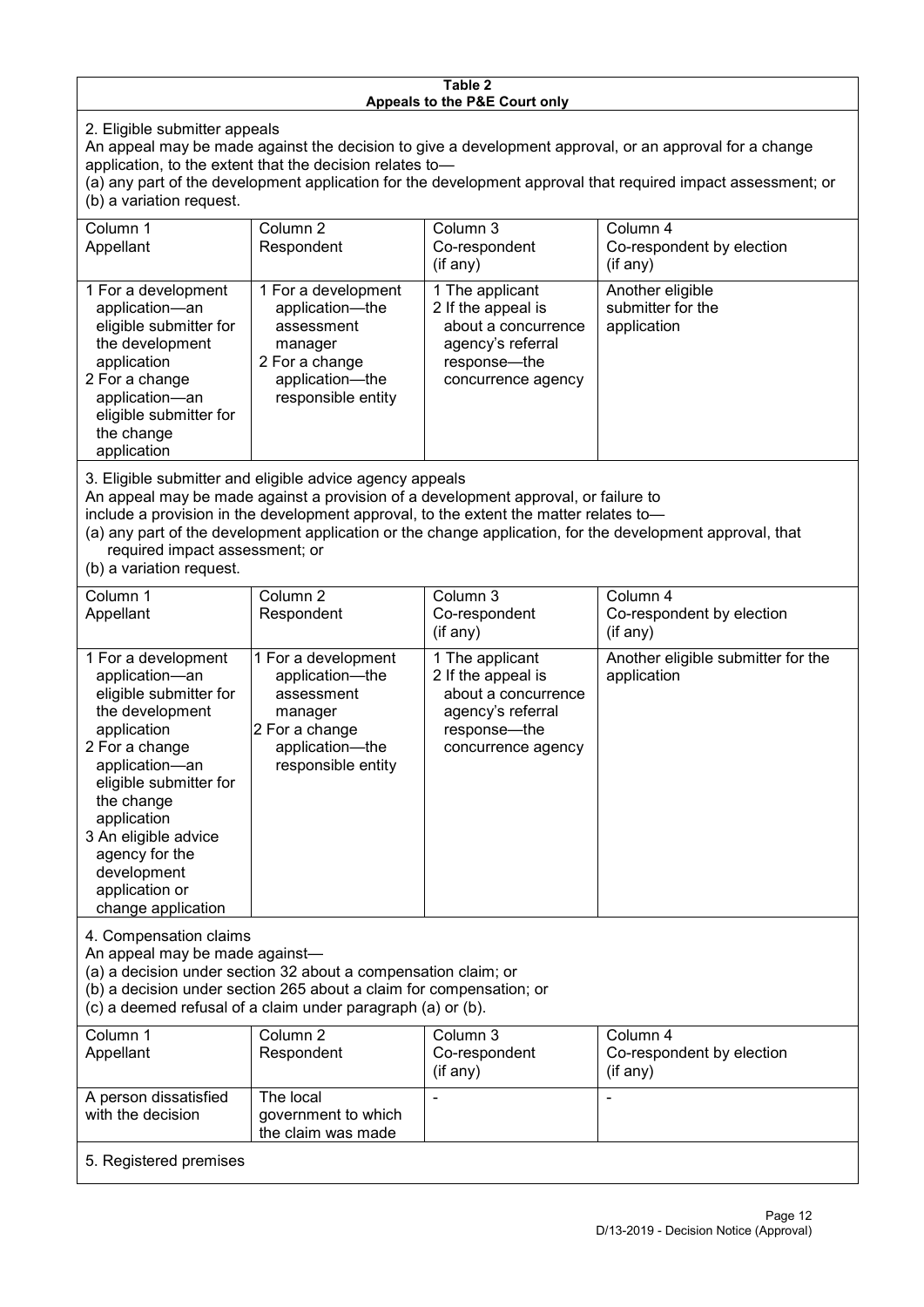**Table 2**
**Appeals to the P&E Court only**

2. Eligible submitter appeals
An appeal may be made against the decision to give a development approval, or an approval for a change application, to the extent that the decision relates to—
(a) any part of the development application for the development approval that required impact assessment; or
(b) a variation request.

| Column 1<br>Appellant | Column 2<br>Respondent | Column 3<br>Co-respondent<br>(if any) | Column 4<br>Co-respondent by election<br>(if any) |
|---|---|---|---|
| 1 For a development application—an eligible submitter for the development application<br>2 For a change application—an eligible submitter for the change application | 1 For a development application—the assessment manager<br>2 For a change application—the responsible entity | 1 The applicant<br>2 If the appeal is about a concurrence agency's referral response—the concurrence agency | Another eligible submitter for the application |

3. Eligible submitter and eligible advice agency appeals
An appeal may be made against a provision of a development approval, or failure to include a provision in the development approval, to the extent the matter relates to—
(a) any part of the development application or the change application, for the development approval, that required impact assessment; or
(b) a variation request.

| Column 1<br>Appellant | Column 2<br>Respondent | Column 3<br>Co-respondent<br>(if any) | Column 4<br>Co-respondent by election<br>(if any) |
|---|---|---|---|
| 1 For a development application—an eligible submitter for the development application<br>2 For a change application—an eligible submitter for the change application<br>3 An eligible advice agency for the development application or change application | 1 For a development application—the assessment manager<br>2 For a change application—the responsible entity | 1 The applicant<br>2 If the appeal is about a concurrence agency's referral response—the concurrence agency | Another eligible submitter for the application |

4. Compensation claims
An appeal may be made against—
(a) a decision under section 32 about a compensation claim; or
(b) a decision under section 265 about a claim for compensation; or
(c) a deemed refusal of a claim under paragraph (a) or (b).

| Column 1<br>Appellant | Column 2<br>Respondent | Column 3<br>Co-respondent<br>(if any) | Column 4<br>Co-respondent by election<br>(if any) |
|---|---|---|---|
| A person dissatisfied with the decision | The local government to which the claim was made | - | - |

5. Registered premises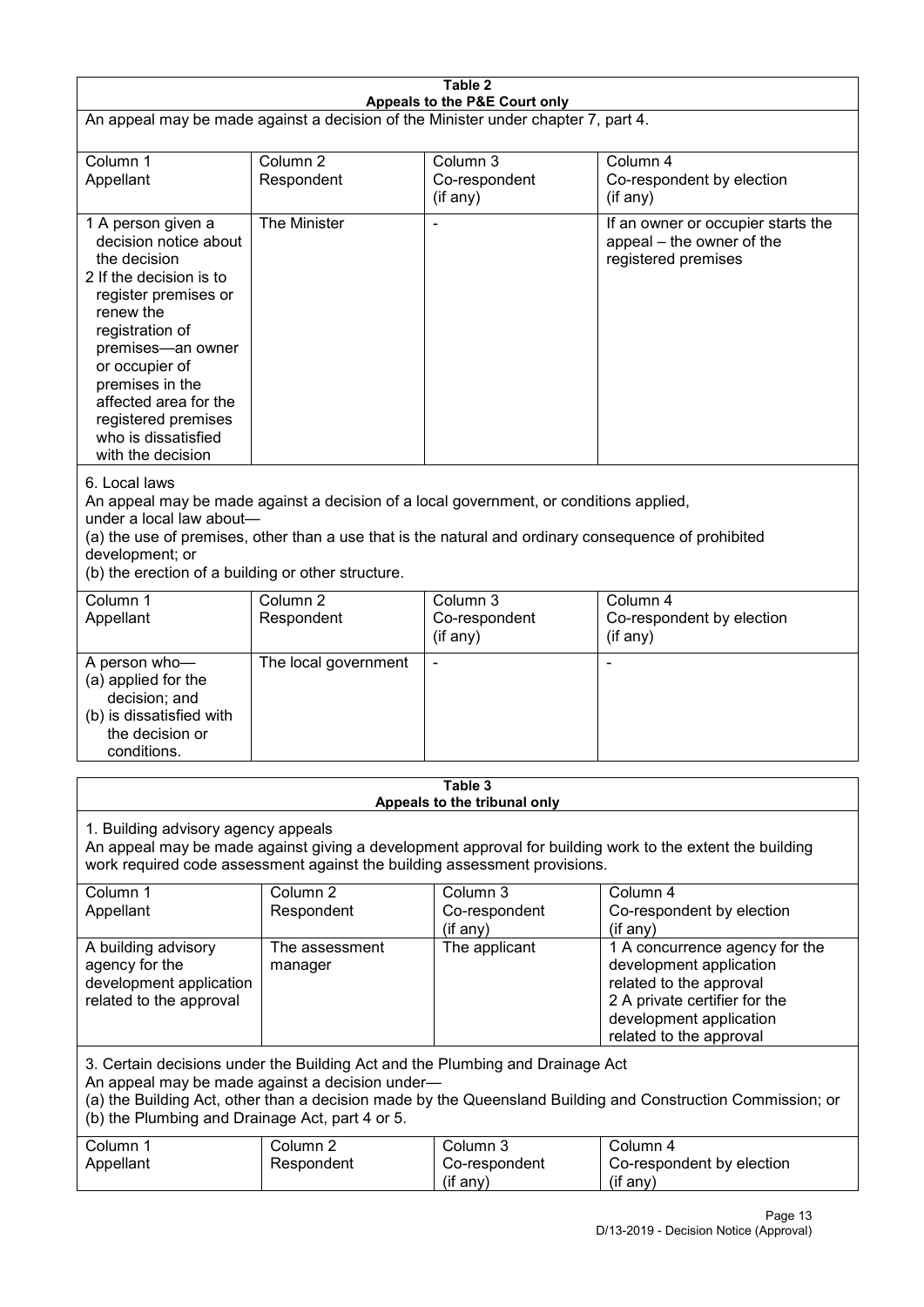## Table 2
### Appeals to the P&E Court only

An appeal may be made against a decision of the Minister under chapter 7, part 4.

| Column 1<br>Appellant | Column 2<br>Respondent | Column 3<br>Co-respondent<br>(if any) | Column 4<br>Co-respondent by election<br>(if any) |
|---|---|---|---|
| 1 A person given a decision notice about the decision<br>2 If the decision is to register premises or renew the registration of premises—an owner or occupier of premises in the affected area for the registered premises who is dissatisfied with the decision | The Minister | - | If an owner or occupier starts the appeal – the owner of the registered premises |

6. Local laws

An appeal may be made against a decision of a local government, or conditions applied, under a local law about—

(a) the use of premises, other than a use that is the natural and ordinary consequence of prohibited development; or

(b) the erection of a building or other structure.

| Column 1<br>Appellant | Column 2<br>Respondent | Column 3<br>Co-respondent<br>(if any) | Column 4<br>Co-respondent by election<br>(if any) |
|---|---|---|---|
| A person who—<br>(a) applied for the decision; and<br>(b) is dissatisfied with the decision or conditions. | The local government | - | - |

## Table 3
### Appeals to the tribunal only

1. Building advisory agency appeals

An appeal may be made against giving a development approval for building work to the extent the building work required code assessment against the building assessment provisions.

| Column 1<br>Appellant | Column 2<br>Respondent | Column 3<br>Co-respondent<br>(if any) | Column 4<br>Co-respondent by election<br>(if any) |
|---|---|---|---|
| A building advisory agency for the development application related to the approval | The assessment manager | The applicant | 1 A concurrence agency for the development application related to the approval<br>2 A private certifier for the development application related to the approval |

3. Certain decisions under the Building Act and the Plumbing and Drainage Act

An appeal may be made against a decision under—

(a) the Building Act, other than a decision made by the Queensland Building and Construction Commission; or

(b) the Plumbing and Drainage Act, part 4 or 5.

| Column 1<br>Appellant | Column 2<br>Respondent | Column 3<br>Co-respondent<br>(if any) | Column 4<br>Co-respondent by election<br>(if any) |
|---|---|---|---|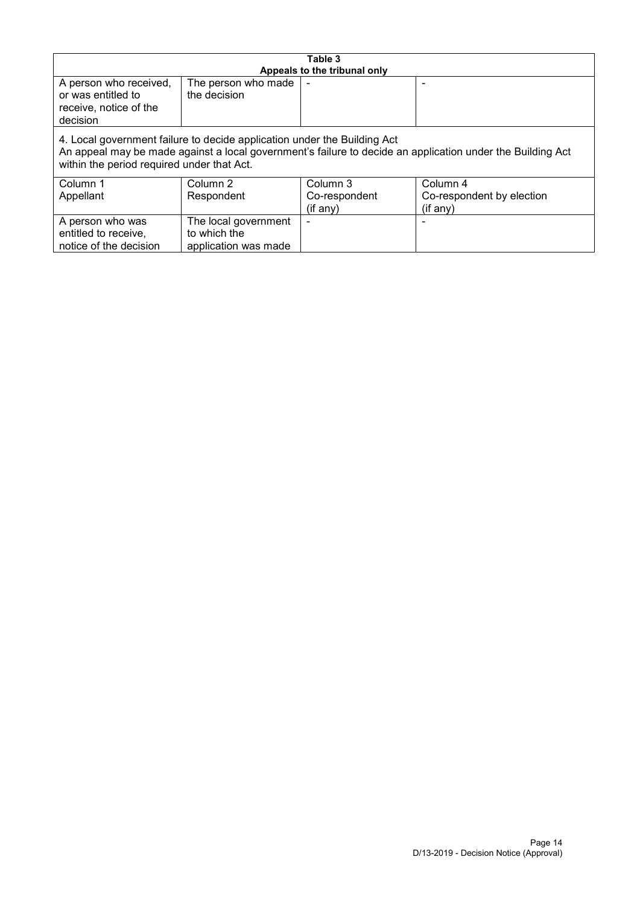**Table 3**
**Appeals to the tribunal only**

| | | | |
|---|---|---|---|
| A person who received, or was entitled to receive, notice of the decision | The person who made the decision | - | - |

4. Local government failure to decide application under the Building Act
An appeal may be made against a local government's failure to decide an application under the Building Act within the period required under that Act.

| Column 1<br>Appellant | Column 2<br>Respondent | Column 3<br>Co-respondent<br>(if any) | Column 4<br>Co-respondent by election<br>(if any) |
|---|---|---|---|
| A person who was entitled to receive, notice of the decision | The local government to which the application was made | - | - |